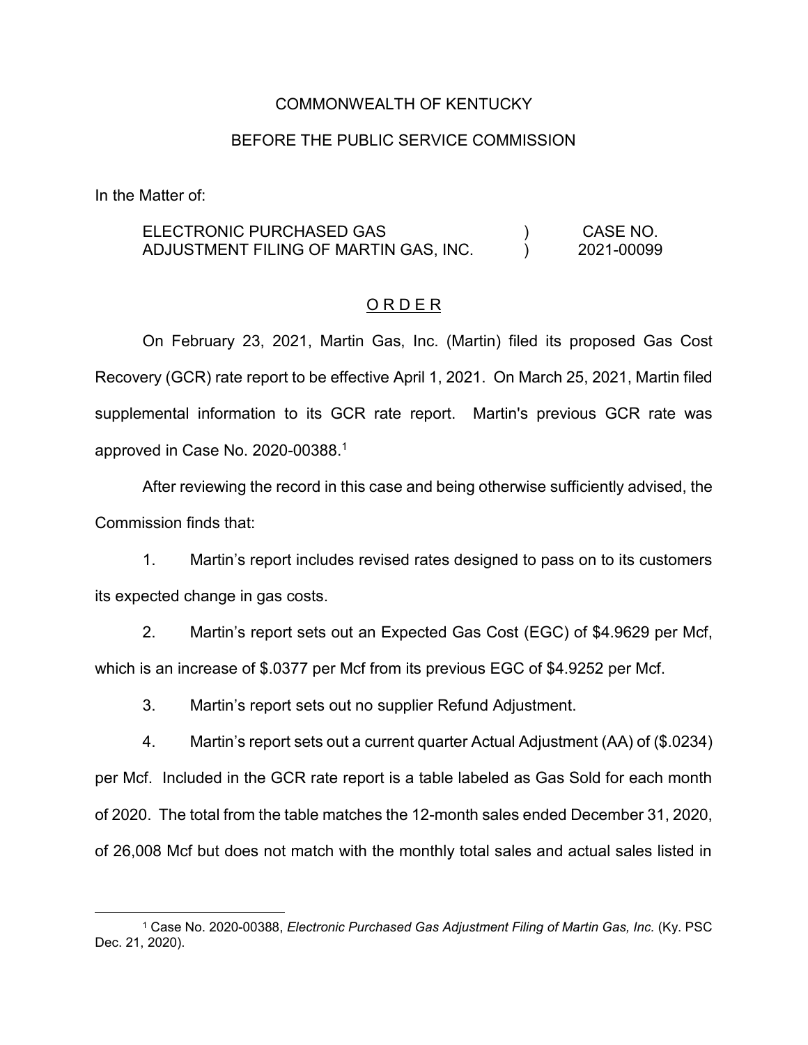COMMONWEALTH OF KENTUCKY

BEFORE THE PUBLIC SERVICE COMMISSION

In the Matter of:

| | | |
|---|---|---|
| ELECTRONIC PURCHASED GAS ADJUSTMENT FILING OF MARTIN GAS, INC. | ) ) | CASE NO. 2021-00099 |

## O R D E R

On February 23, 2021, Martin Gas, Inc. (Martin) filed its proposed Gas Cost Recovery (GCR) rate report to be effective April 1, 2021. On March 25, 2021, Martin filed supplemental information to its GCR rate report. Martin's previous GCR rate was approved in Case No. 2020-00388.[1]

After reviewing the record in this case and being otherwise sufficiently advised, the Commission finds that:

1. Martin's report includes revised rates designed to pass on to its customers its expected change in gas costs.

2. Martin's report sets out an Expected Gas Cost (EGC) of $4.9629 per Mcf, which is an increase of $.0377 per Mcf from its previous EGC of $4.9252 per Mcf.

3. Martin's report sets out no supplier Refund Adjustment.

4. Martin's report sets out a current quarter Actual Adjustment (AA) of ($.0234) per Mcf. Included in the GCR rate report is a table labeled as Gas Sold for each month of 2020. The total from the table matches the 12-month sales ended December 31, 2020, of 26,008 Mcf but does not match with the monthly total sales and actual sales listed in

[1] Case No. 2020-00388, *Electronic Purchased Gas Adjustment Filing of Martin Gas, Inc.* (Ky. PSC Dec. 21, 2020).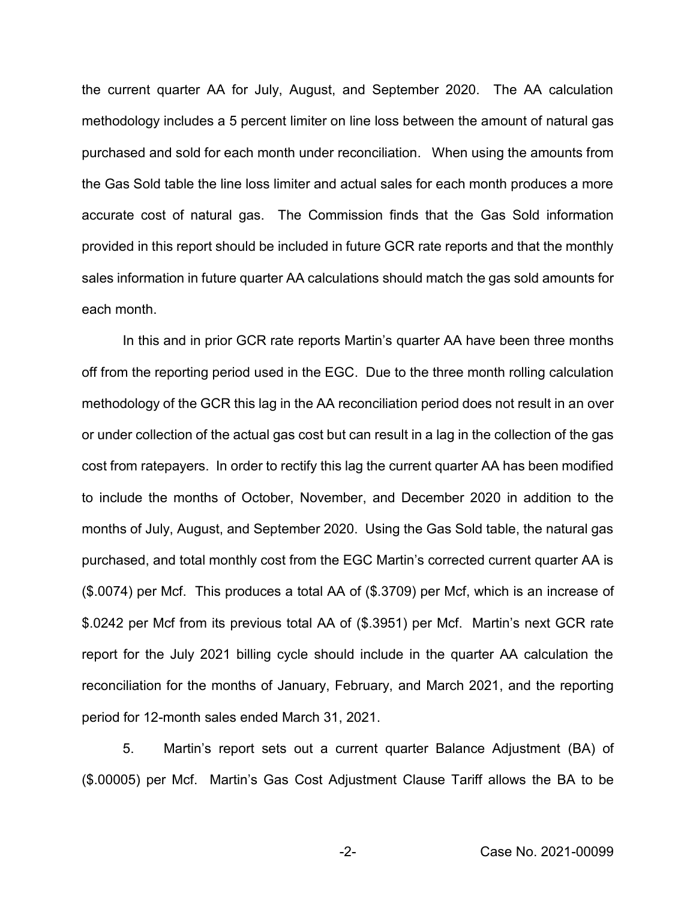the current quarter AA for July, August, and September 2020. The AA calculation methodology includes a 5 percent limiter on line loss between the amount of natural gas purchased and sold for each month under reconciliation. When using the amounts from the Gas Sold table the line loss limiter and actual sales for each month produces a more accurate cost of natural gas. The Commission finds that the Gas Sold information provided in this report should be included in future GCR rate reports and that the monthly sales information in future quarter AA calculations should match the gas sold amounts for each month.

In this and in prior GCR rate reports Martin's quarter AA have been three months off from the reporting period used in the EGC. Due to the three month rolling calculation methodology of the GCR this lag in the AA reconciliation period does not result in an over or under collection of the actual gas cost but can result in a lag in the collection of the gas cost from ratepayers. In order to rectify this lag the current quarter AA has been modified to include the months of October, November, and December 2020 in addition to the months of July, August, and September 2020. Using the Gas Sold table, the natural gas purchased, and total monthly cost from the EGC Martin's corrected current quarter AA is (\$.0074) per Mcf. This produces a total AA of (\$.3709) per Mcf, which is an increase of \$.0242 per Mcf from its previous total AA of (\$.3951) per Mcf. Martin's next GCR rate report for the July 2021 billing cycle should include in the quarter AA calculation the reconciliation for the months of January, February, and March 2021, and the reporting period for 12-month sales ended March 31, 2021.

5. Martin's report sets out a current quarter Balance Adjustment (BA) of (\$.00005) per Mcf. Martin's Gas Cost Adjustment Clause Tariff allows the BA to be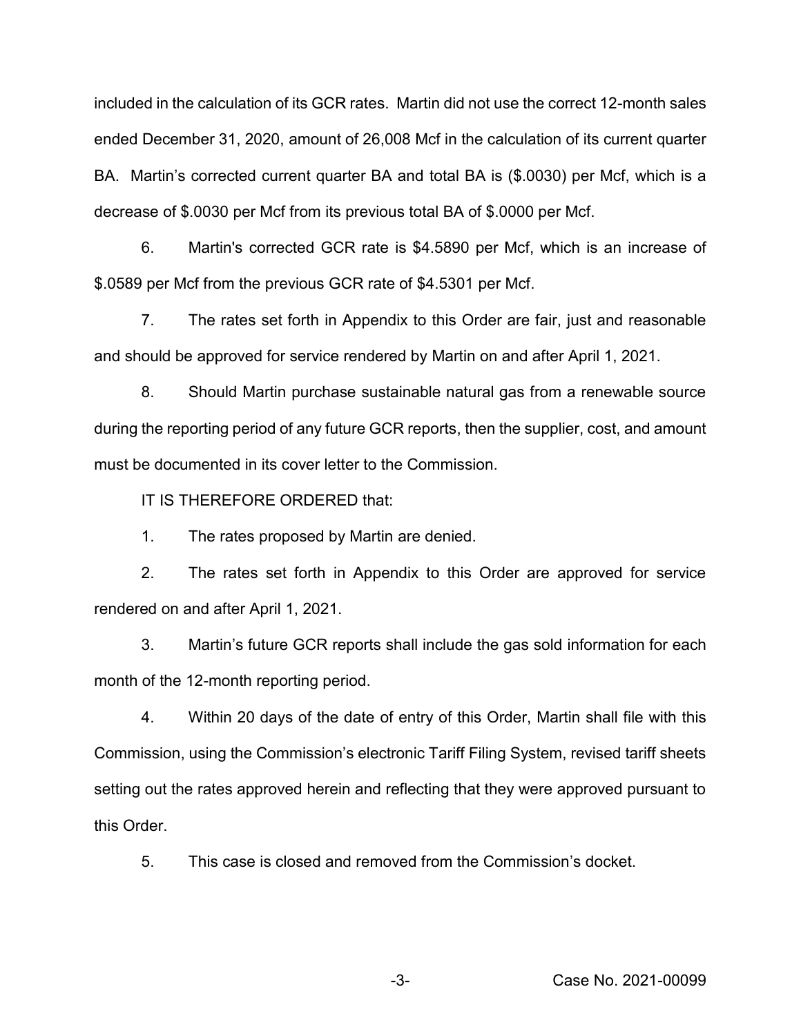included in the calculation of its GCR rates. Martin did not use the correct 12-month sales ended December 31, 2020, amount of 26,008 Mcf in the calculation of its current quarter BA. Martin's corrected current quarter BA and total BA is ($.0030) per Mcf, which is a decrease of $.0030 per Mcf from its previous total BA of $.0000 per Mcf.

6. Martin's corrected GCR rate is $4.5890 per Mcf, which is an increase of $.0589 per Mcf from the previous GCR rate of $4.5301 per Mcf.

7. The rates set forth in Appendix to this Order are fair, just and reasonable and should be approved for service rendered by Martin on and after April 1, 2021.

8. Should Martin purchase sustainable natural gas from a renewable source during the reporting period of any future GCR reports, then the supplier, cost, and amount must be documented in its cover letter to the Commission.

IT IS THEREFORE ORDERED that:

1. The rates proposed by Martin are denied.

2. The rates set forth in Appendix to this Order are approved for service rendered on and after April 1, 2021.

3. Martin's future GCR reports shall include the gas sold information for each month of the 12-month reporting period.

4. Within 20 days of the date of entry of this Order, Martin shall file with this Commission, using the Commission's electronic Tariff Filing System, revised tariff sheets setting out the rates approved herein and reflecting that they were approved pursuant to this Order.

5. This case is closed and removed from the Commission's docket.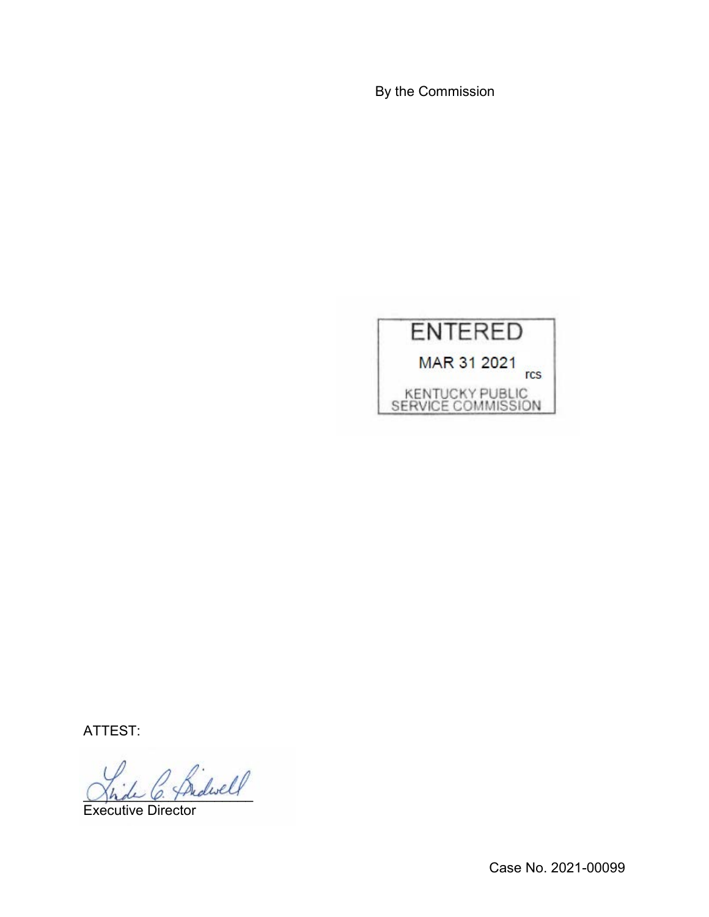By the Commission

ENTERED

MAR 31 2021

rcs

KENTUCKY PUBLIC SERVICE COMMISSION

ATTEST:

Executive Director

Case No. 2021-00099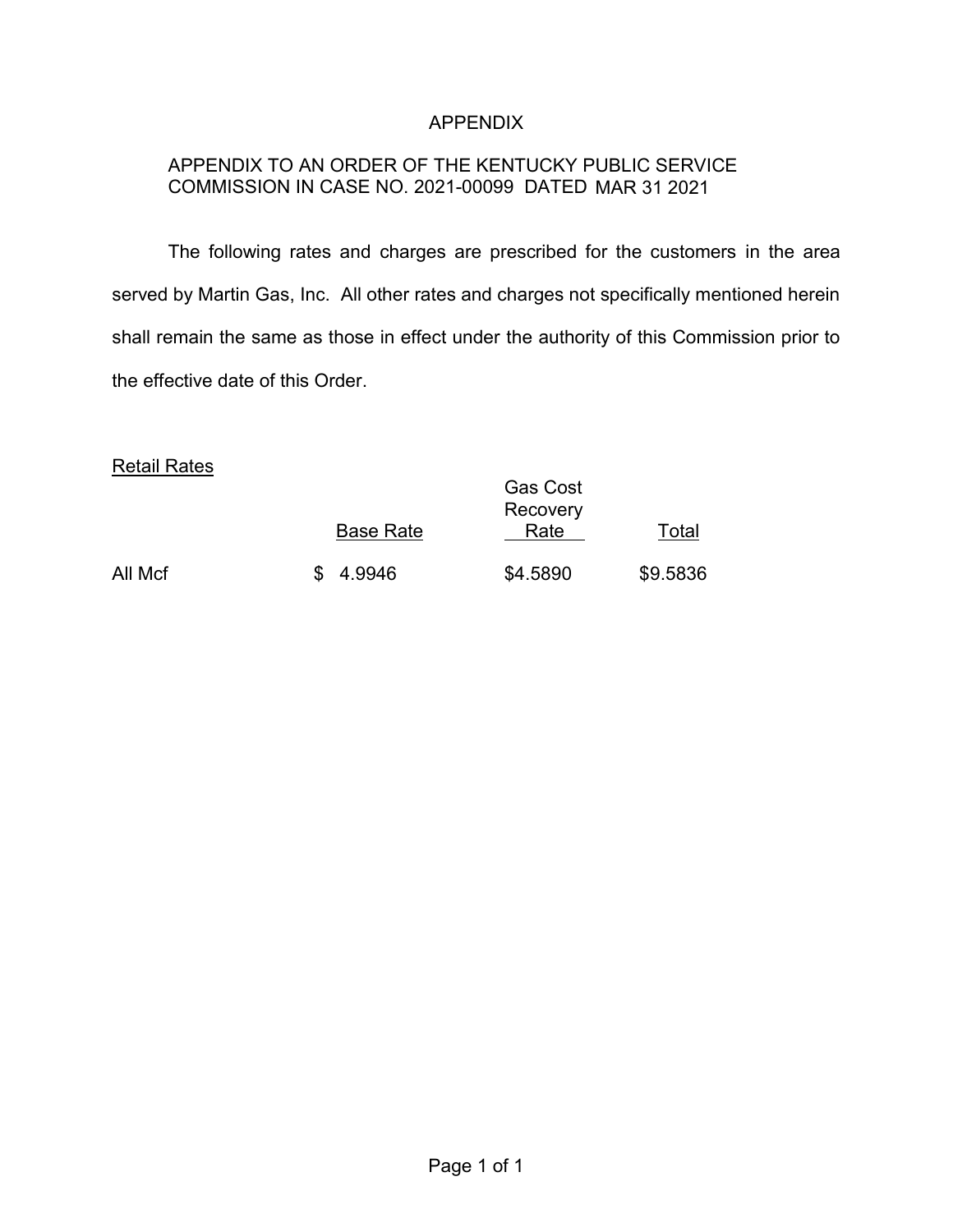# APPENDIX

APPENDIX TO AN ORDER OF THE KENTUCKY PUBLIC SERVICE COMMISSION IN CASE NO. 2021-00099 DATED MAR 31 2021

The following rates and charges are prescribed for the customers in the area served by Martin Gas, Inc. All other rates and charges not specifically mentioned herein shall remain the same as those in effect under the authority of this Commission prior to the effective date of this Order.

Retail Rates

| | Base Rate | Gas Cost Recovery Rate | Total |
|---|---|---|---|
| All Mcf | $ 4.9946 | $4.5890 | $9.5836 |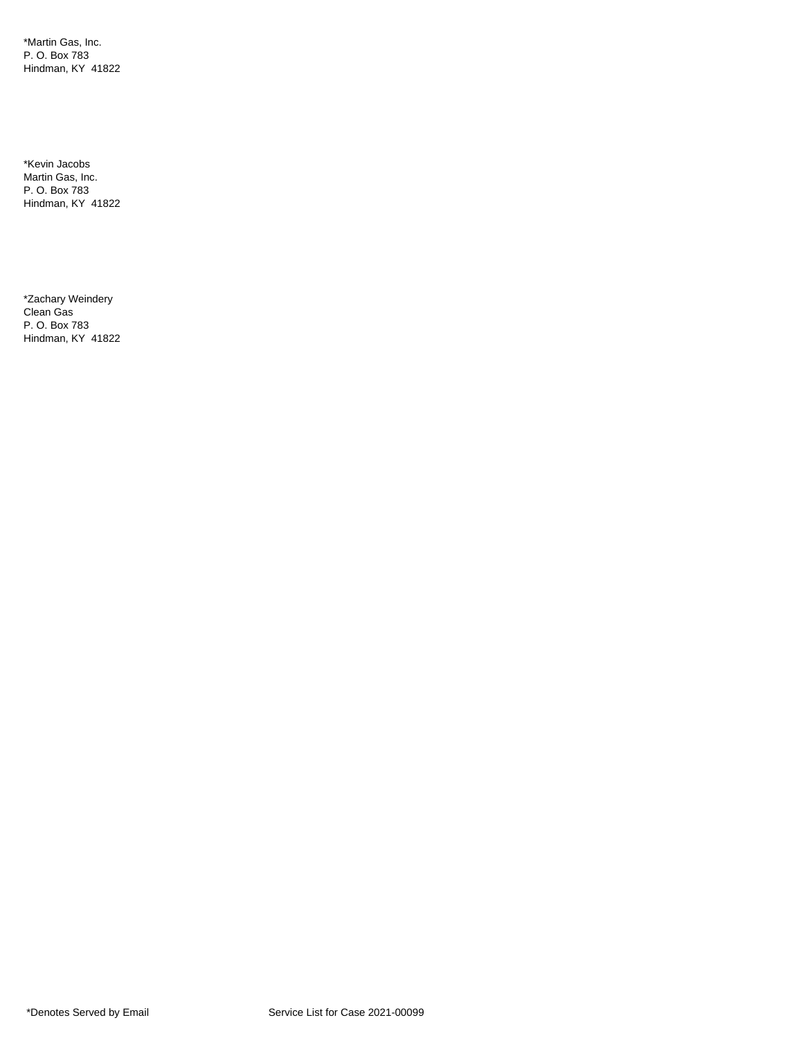*Martin Gas, Inc.
P. O. Box 783
Hindman, KY  41822

*Kevin Jacobs
Martin Gas, Inc.
P. O. Box 783
Hindman, KY  41822

*Zachary Weindery
Clean Gas
P. O. Box 783
Hindman, KY  41822